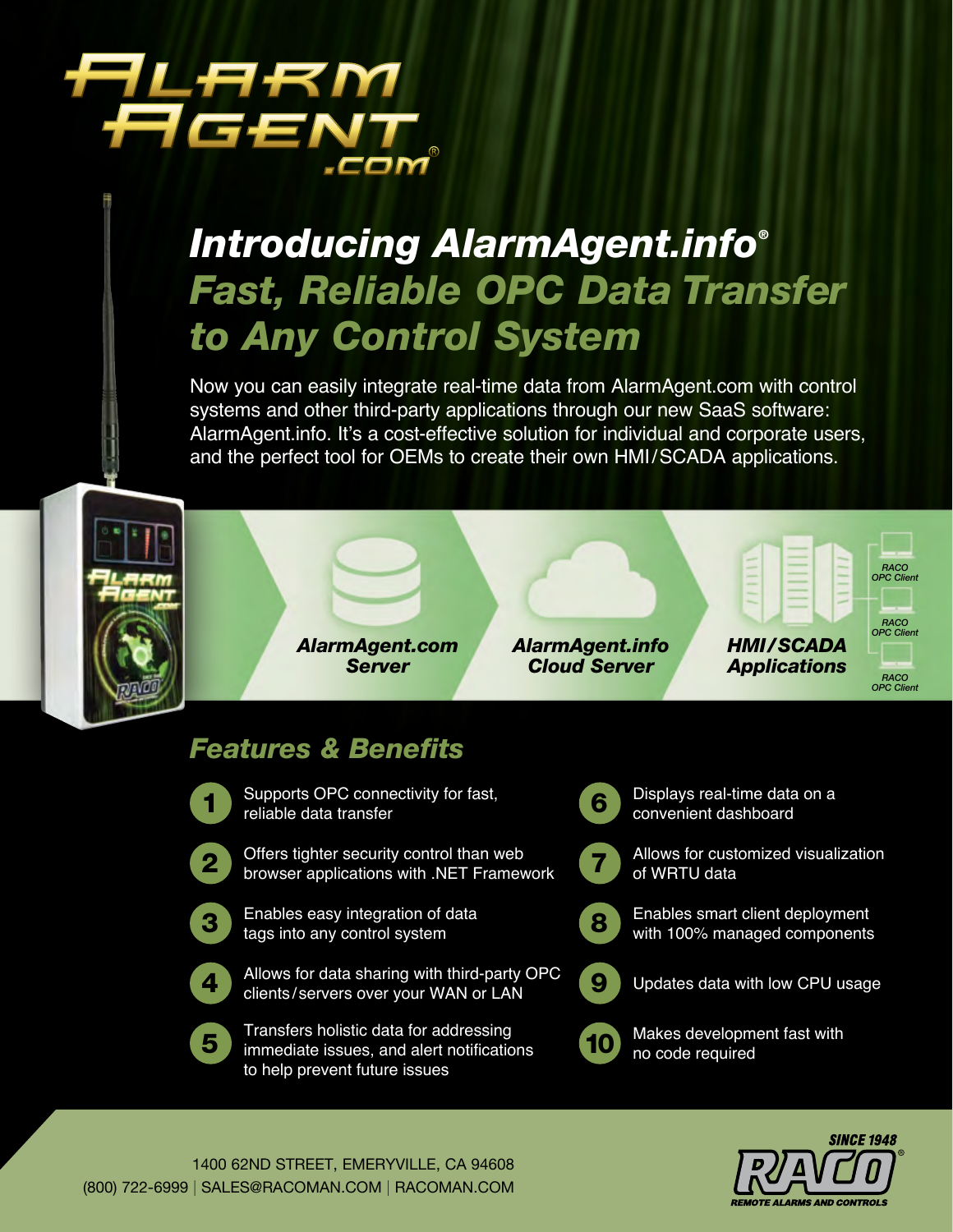# AlarmAgent.com®

## Introducing AlarmAgent.info®
## Fast, Reliable OPC Data Transfer to Any Control System

Now you can easily integrate real-time data from AlarmAgent.com with control systems and other third-party applications through our new SaaS software: AlarmAgent.info. It's a cost-effective solution for individual and corporate users, and the perfect tool for OEMs to create their own HMI/SCADA applications.

**AlarmAgent.com Server** → **AlarmAgent.info Cloud Server** → **HMI/SCADA Applications** → RACO OPC Client / RACO OPC Client / RACO OPC Client

## Features & Benefits

1. Supports OPC connectivity for fast, reliable data transfer
2. Offers tighter security control than web browser applications with .NET Framework
3. Enables easy integration of data tags into any control system
4. Allows for data sharing with third-party OPC clients/servers over your WAN or LAN
5. Transfers holistic data for addressing immediate issues, and alert notifications to help prevent future issues
6. Displays real-time data on a convenient dashboard
7. Allows for customized visualization of WRTU data
8. Enables smart client deployment with 100% managed components
9. Updates data with low CPU usage
10. Makes development fast with no code required

1400 62ND STREET, EMERYVILLE, CA 94608
(800) 722-6999 | SALES@RACOMAN.COM | RACOMAN.COM

SINCE 1948 RACO® REMOTE ALARMS AND CONTROLS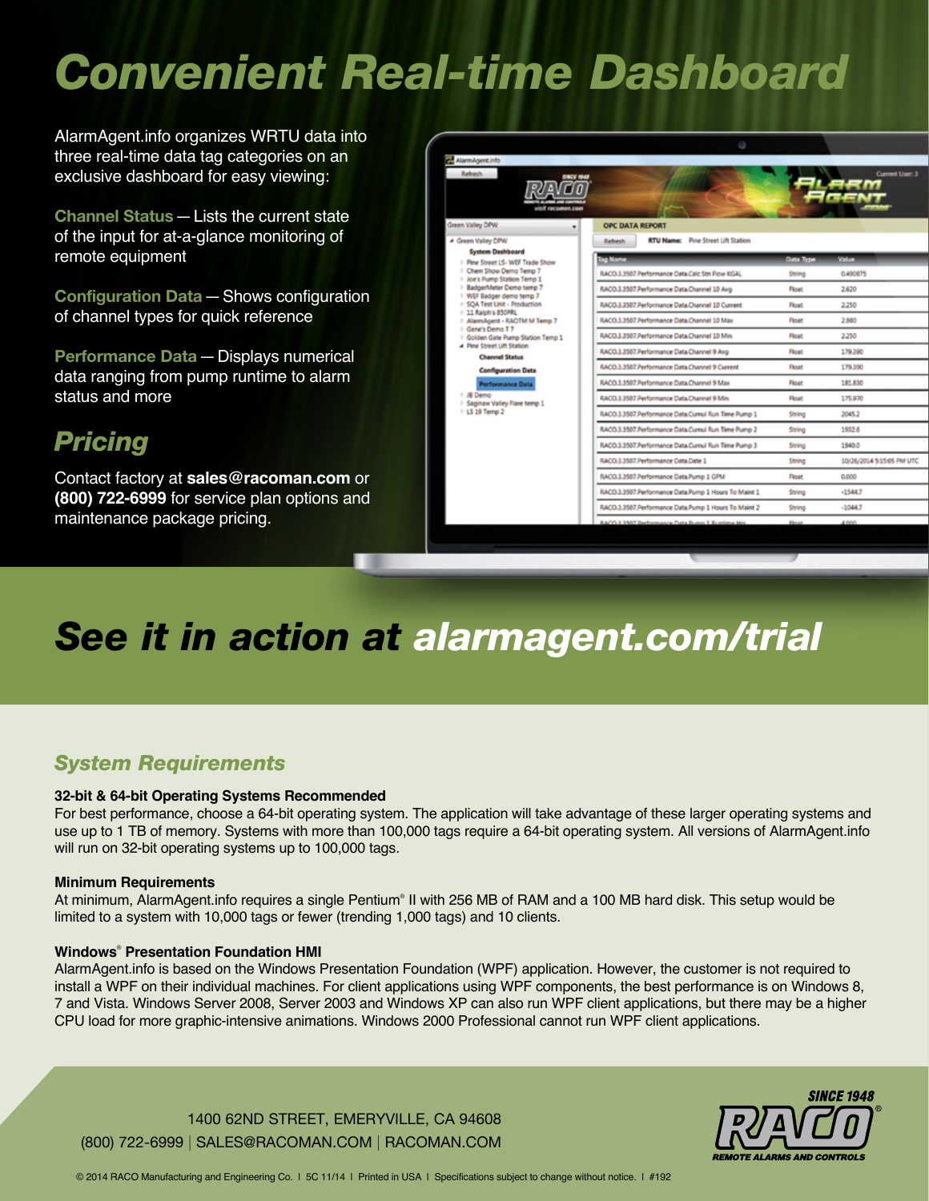# Convenient Real-time Dashboard

AlarmAgent.info organizes WRTU data into three real-time data tag categories on an exclusive dashboard for easy viewing:

**Channel Status** — Lists the current state of the input for at-a-glance monitoring of remote equipment

**Configuration Data** — Shows configuration of channel types for quick reference

**Performance Data** — Displays numerical data ranging from pump runtime to alarm status and more

## Pricing

Contact factory at **sales@racoman.com** or **(800) 722-6999** for service plan options and maintenance package pricing.

# See it in action at alarmagent.com/trial

## System Requirements

**32-bit & 64-bit Operating Systems Recommended**

For best performance, choose a 64-bit operating system. The application will take advantage of these larger operating systems and use up to 1 TB of memory. Systems with more than 100,000 tags require a 64-bit operating system. All versions of AlarmAgent.info will run on 32-bit operating systems up to 100,000 tags.

**Minimum Requirements**

At minimum, AlarmAgent.info requires a single Pentium® II with 256 MB of RAM and a 100 MB hard disk. This setup would be limited to a system with 10,000 tags or fewer (trending 1,000 tags) and 10 clients.

**Windows® Presentation Foundation HMI**

AlarmAgent.info is based on the Windows Presentation Foundation (WPF) application. However, the customer is not required to install a WPF on their individual machines. For client applications using WPF components, the best performance is on Windows 8, 7 and Vista. Windows Server 2008, Server 2003 and Windows XP can also run WPF client applications, but there may be a higher CPU load for more graphic-intensive animations. Windows 2000 Professional cannot run WPF client applications.

1400 62ND STREET, EMERYVILLE, CA 94608
(800) 722-6999 | SALES@RACOMAN.COM | RACOMAN.COM

SINCE 1948
RACO®
REMOTE ALARMS AND CONTROLS

© 2014 RACO Manufacturing and Engineering Co. I 5C 11/14 I Printed in USA I Specifications subject to change without notice. I #192